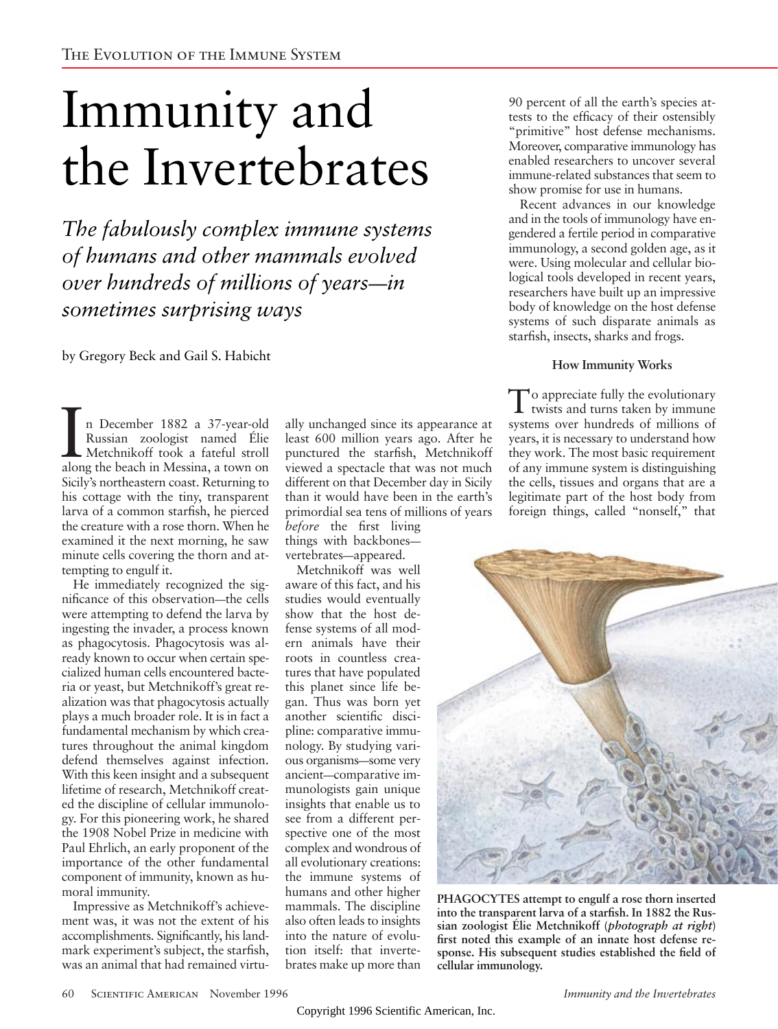# Immunity and the Invertebrates

*The fabulously complex immune systems of humans and other mammals evolved over hundreds of millions of years—in sometimes surprising ways*

by Gregory Beck and Gail S. Habicht

In December 1882 a 37-year-old Russian zoologist named Élie Metchnikoff took a fateful stroll along the beach in Messina, a town on Sicily's northeastern coast. Returning to his cottage with the tiny, transparent larva of a common starfish, he pierced the creature with a rose thorn. When he examined it the next morning, he saw minute cells covering the thorn and attempting to engulf it.

He immediately recognized the significance of this observation—the cells were attempting to defend the larva by ingesting the invader, a process known as phagocytosis. Phagocytosis was already known to occur when certain specialized human cells encountered bacteria or yeast, but Metchnikoff's great realization was that phagocytosis actually plays a much broader role. It is in fact a fundamental mechanism by which creatures throughout the animal kingdom defend themselves against infection. With this keen insight and a subsequent lifetime of research, Metchnikoff created the discipline of cellular immunology. For this pioneering work, he shared the 1908 Nobel Prize in medicine with Paul Ehrlich, an early proponent of the importance of the other fundamental component of immunity, known as humoral immunity.

Impressive as Metchnikoff's achievement was, it was not the extent of his accomplishments. Significantly, his landmark experiment's subject, the starfish, was an animal that had remained virtually unchanged since its appearance at least 600 million years ago. After he punctured the starfish, Metchnikoff viewed a spectacle that was not much different on that December day in Sicily than it would have been in the earth's primordial sea tens of millions of years *before* the first living things with backbones—vertebrates—appeared.

Metchnikoff was well aware of this fact, and his studies would eventually show that the host defense systems of all modern animals have their roots in countless creatures that have populated this planet since life began. Thus was born yet another scientific discipline: comparative immunology. By studying various organisms—some very ancient—comparative immunologists gain unique insights that enable us to see from a different perspective one of the most complex and wondrous of all evolutionary creations: the immune systems of humans and other higher mammals. The discipline also often leads to insights into the nature of evolution itself: that invertebrates make up more than 90 percent of all the earth's species attests to the efficacy of their ostensibly "primitive" host defense mechanisms. Moreover, comparative immunology has enabled researchers to uncover several immune-related substances that seem to show promise for use in humans.

Recent advances in our knowledge and in the tools of immunology have engendered a fertile period in comparative immunology, a second golden age, as it were. Using molecular and cellular biological tools developed in recent years, researchers have built up an impressive body of knowledge on the host defense systems of such disparate animals as starfish, insects, sharks and frogs.

## How Immunity Works

To appreciate fully the evolutionary twists and turns taken by immune systems over hundreds of millions of years, it is necessary to understand how they work. The most basic requirement of any immune system is distinguishing the cells, tissues and organs that are a legitimate part of the host body from foreign things, called "nonself," that

**PHAGOCYTES attempt to engulf a rose thorn inserted into the transparent larva of a starfish. In 1882 the Russian zoologist Élie Metchnikoff (*photograph at right*) first noted this example of an innate host defense response. His subsequent studies established the field of cellular immunology.**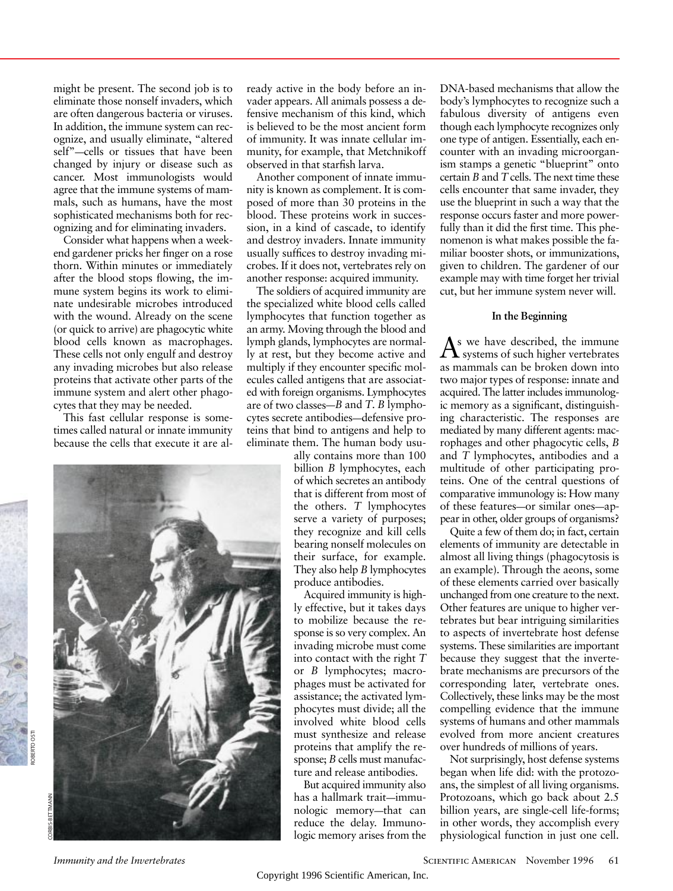might be present. The second job is to eliminate those nonself invaders, which are often dangerous bacteria or viruses. In addition, the immune system can recognize, and usually eliminate, "altered self"—cells or tissues that have been changed by injury or disease such as cancer. Most immunologists would agree that the immune systems of mammals, such as humans, have the most sophisticated mechanisms both for recognizing and for eliminating invaders.

Consider what happens when a weekend gardener pricks her finger on a rose thorn. Within minutes or immediately after the blood stops flowing, the immune system begins its work to eliminate undesirable microbes introduced with the wound. Already on the scene (or quick to arrive) are phagocytic white blood cells known as macrophages. These cells not only engulf and destroy any invading microbes but also release proteins that activate other parts of the immune system and alert other phagocytes that they may be needed.

This fast cellular response is sometimes called natural or innate immunity because the cells that execute it are already active in the body before an invader appears. All animals possess a defensive mechanism of this kind, which is believed to be the most ancient form of immunity. It was innate cellular immunity, for example, that Metchnikoff observed in that starfish larva.

Another component of innate immunity is known as complement. It is composed of more than 30 proteins in the blood. These proteins work in succession, in a kind of cascade, to identify and destroy invaders. Innate immunity usually suffices to destroy invading microbes. If it does not, vertebrates rely on another response: acquired immunity.

The soldiers of acquired immunity are the specialized white blood cells called lymphocytes that function together as an army. Moving through the blood and lymph glands, lymphocytes are normally at rest, but they become active and multiply if they encounter specific molecules called antigens that are associated with foreign organisms. Lymphocytes are of two classes—*B* and *T*. *B* lymphocytes secrete antibodies—defensive proteins that bind to antigens and help to eliminate them. The human body usually contains more than 100 billion *B* lymphocytes, each of which secretes an antibody that is different from most of the others. *T* lymphocytes serve a variety of purposes; they recognize and kill cells bearing nonself molecules on their surface, for example. They also help *B* lymphocytes produce antibodies.

Acquired immunity is highly effective, but it takes days to mobilize because the response is so very complex. An invading microbe must come into contact with the right *T* or *B* lymphocytes; macrophages must be activated for assistance; the activated lymphocytes must divide; all the involved white blood cells must synthesize and release proteins that amplify the response; *B* cells must manufacture and release antibodies.

But acquired immunity also has a hallmark trait—immunologic memory—that can reduce the delay. Immunologic memory arises from the DNA-based mechanisms that allow the body's lymphocytes to recognize such a fabulous diversity of antigens even though each lymphocyte recognizes only one type of antigen. Essentially, each encounter with an invading microorganism stamps a genetic "blueprint" onto certain *B* and *T* cells. The next time these cells encounter that same invader, they use the blueprint in such a way that the response occurs faster and more powerfully than it did the first time. This phenomenon is what makes possible the familiar booster shots, or immunizations, given to children. The gardener of our example may with time forget her trivial cut, but her immune system never will.

### In the Beginning

As we have described, the immune systems of such higher vertebrates as mammals can be broken down into two major types of response: innate and acquired. The latter includes immunologic memory as a significant, distinguishing characteristic. The responses are mediated by many different agents: macrophages and other phagocytic cells, *B* and *T* lymphocytes, antibodies and a multitude of other participating proteins. One of the central questions of comparative immunology is: How many of these features—or similar ones—appear in other, older groups of organisms?

Quite a few of them do; in fact, certain elements of immunity are detectable in almost all living things (phagocytosis is an example). Through the aeons, some of these elements carried over basically unchanged from one creature to the next. Other features are unique to higher vertebrates but bear intriguing similarities to aspects of invertebrate host defense systems. These similarities are important because they suggest that the invertebrate mechanisms are precursors of the corresponding later, vertebrate ones. Collectively, these links may be the most compelling evidence that the immune systems of humans and other mammals evolved from more ancient creatures over hundreds of millions of years.

Not surprisingly, host defense systems began when life did: with the protozoans, the simplest of all living organisms. Protozoans, which go back about 2.5 billion years, are single-cell life-forms; in other words, they accomplish every physiological function in just one cell.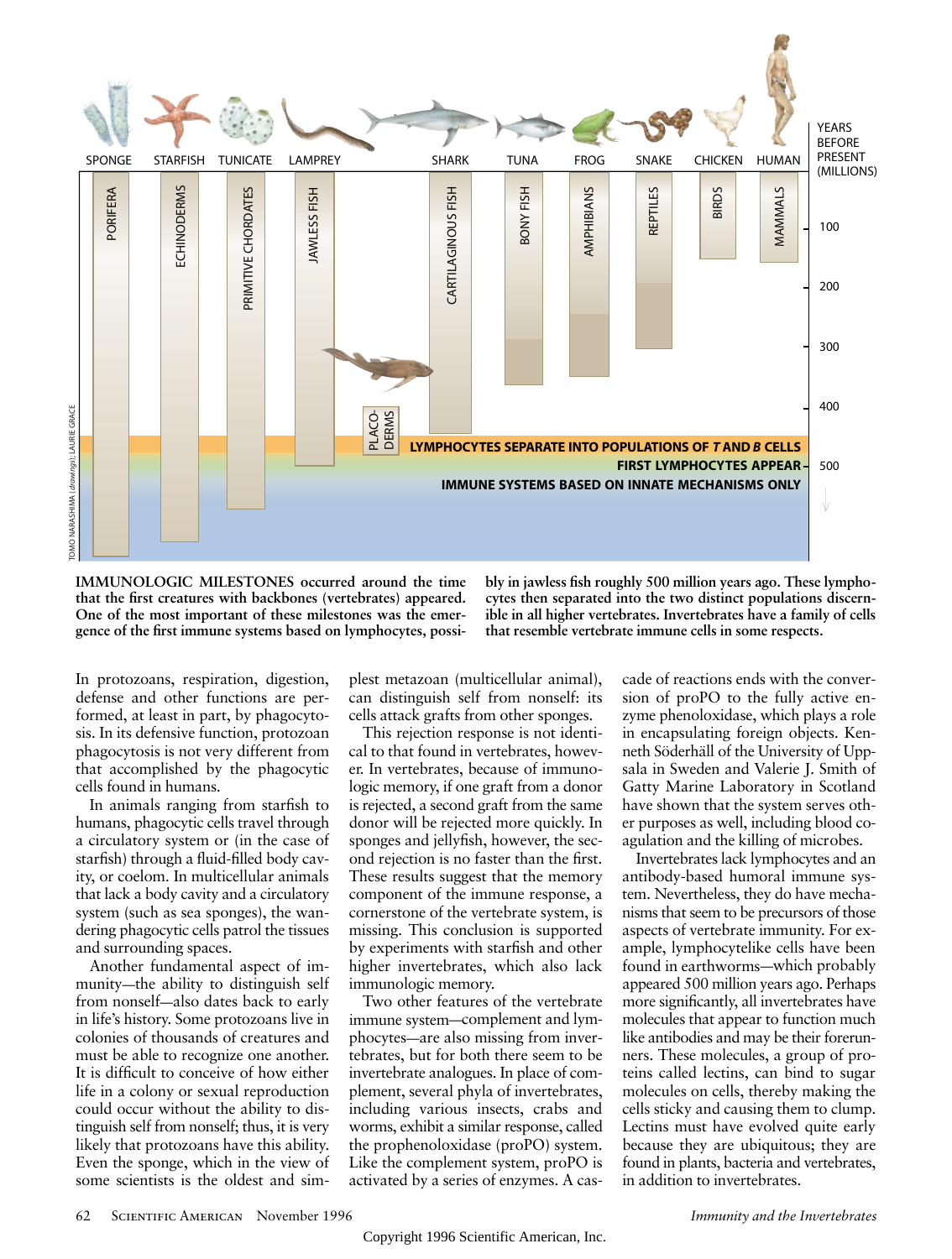**IMMUNOLOGIC MILESTONES occurred around the time that the first creatures with backbones (vertebrates) appeared. One of the most important of these milestones was the emergence of the first immune systems based on lymphocytes, possibly in jawless fish roughly 500 million years ago. These lymphocytes then separated into the two distinct populations discernible in all higher vertebrates. Invertebrates have a family of cells that resemble vertebrate immune cells in some respects.**

In protozoans, respiration, digestion, defense and other functions are performed, at least in part, by phagocytosis. In its defensive function, protozoan phagocytosis is not very different from that accomplished by the phagocytic cells found in humans.

In animals ranging from starfish to humans, phagocytic cells travel through a circulatory system or (in the case of starfish) through a fluid-filled body cavity, or coelom. In multicellular animals that lack a body cavity and a circulatory system (such as sea sponges), the wandering phagocytic cells patrol the tissues and surrounding spaces.

Another fundamental aspect of immunity—the ability to distinguish self from nonself—also dates back to early in life's history. Some protozoans live in colonies of thousands of creatures and must be able to recognize one another. It is difficult to conceive of how either life in a colony or sexual reproduction could occur without the ability to distinguish self from nonself; thus, it is very likely that protozoans have this ability. Even the sponge, which in the view of some scientists is the oldest and simplest metazoan (multicellular animal), can distinguish self from nonself: its cells attack grafts from other sponges.

This rejection response is not identical to that found in vertebrates, however. In vertebrates, because of immunologic memory, if one graft from a donor is rejected, a second graft from the same donor will be rejected more quickly. In sponges and jellyfish, however, the second rejection is no faster than the first. These results suggest that the memory component of the immune response, a cornerstone of the vertebrate system, is missing. This conclusion is supported by experiments with starfish and other higher invertebrates, which also lack immunologic memory.

Two other features of the vertebrate immune system—complement and lymphocytes—are also missing from invertebrates, but for both there seem to be invertebrate analogues. In place of complement, several phyla of invertebrates, including various insects, crabs and worms, exhibit a similar response, called the prophenoloxidase (proPO) system. Like the complement system, proPO is activated by a series of enzymes. A cascade of reactions ends with the conversion of proPO to the fully active enzyme phenoloxidase, which plays a role in encapsulating foreign objects. Kenneth Söderhäll of the University of Uppsala in Sweden and Valerie J. Smith of Gatty Marine Laboratory in Scotland have shown that the system serves other purposes as well, including blood coagulation and the killing of microbes.

Invertebrates lack lymphocytes and an antibody-based humoral immune system. Nevertheless, they do have mechanisms that seem to be precursors of those aspects of vertebrate immunity. For example, lymphocytelike cells have been found in earthworms—which probably appeared 500 million years ago. Perhaps more significantly, all invertebrates have molecules that appear to function much like antibodies and may be their forerunners. These molecules, a group of proteins called lectins, can bind to sugar molecules on cells, thereby making the cells sticky and causing them to clump. Lectins must have evolved quite early because they are ubiquitous; they are found in plants, bacteria and vertebrates, in addition to invertebrates.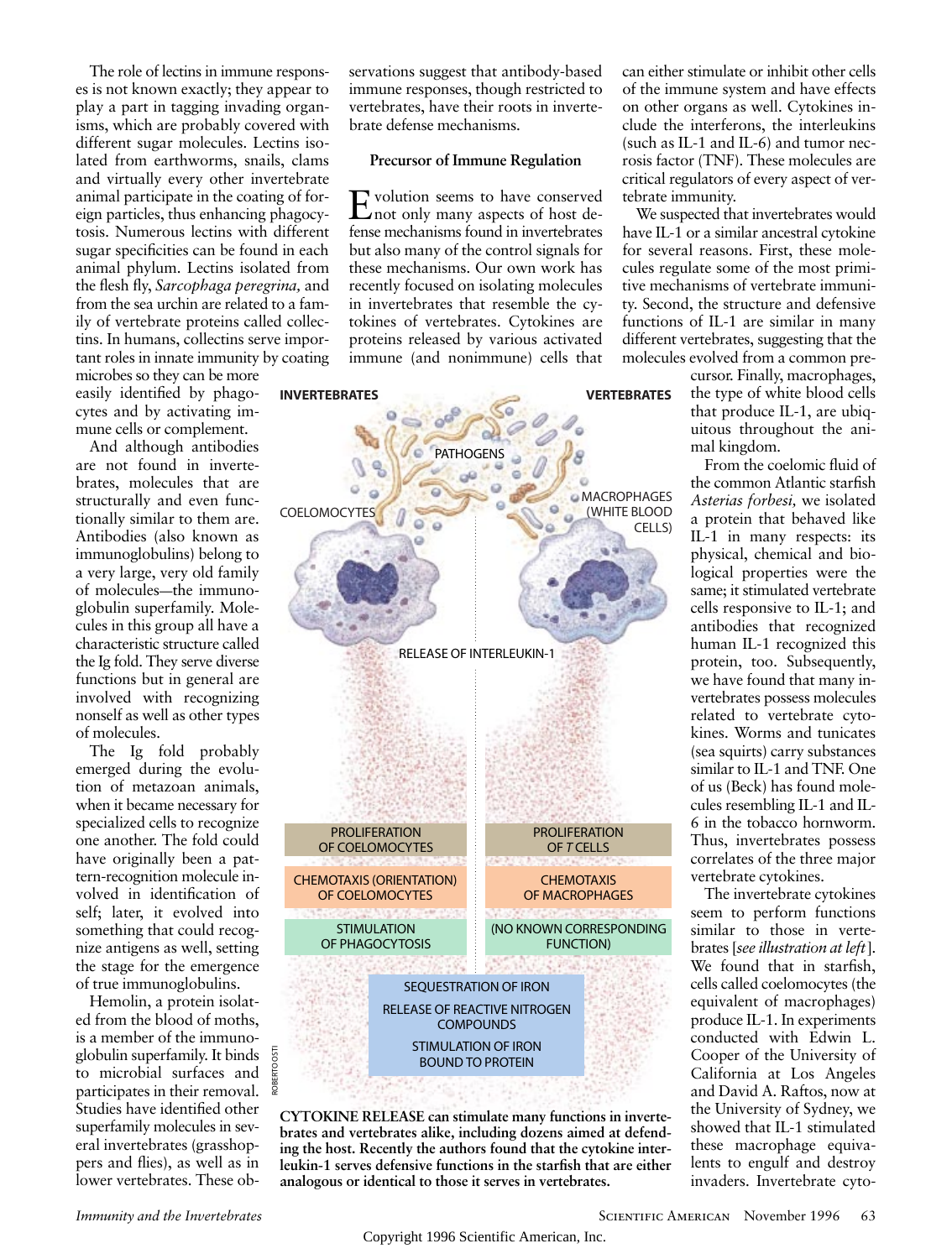The role of lectins in immune responses is not known exactly; they appear to play a part in tagging invading organisms, which are probably covered with different sugar molecules. Lectins isolated from earthworms, snails, clams and virtually every other invertebrate animal participate in the coating of foreign particles, thus enhancing phagocytosis. Numerous lectins with different sugar specificities can be found in each animal phylum. Lectins isolated from the flesh fly, *Sarcophaga peregrina,* and from the sea urchin are related to a family of vertebrate proteins called collectins. In humans, collectins serve important roles in innate immunity by coating microbes so they can be more easily identified by phagocytes and by activating immune cells or complement.

And although antibodies are not found in invertebrates, molecules that are structurally and even functionally similar to them are. Antibodies (also known as immunoglobulins) belong to a very large, very old family of molecules—the immunoglobulin superfamily. Molecules in this group all have a characteristic structure called the Ig fold. They serve diverse functions but in general are involved with recognizing nonself as well as other types of molecules.

The Ig fold probably emerged during the evolution of metazoan animals, when it became necessary for specialized cells to recognize one another. The fold could have originally been a pattern-recognition molecule involved in identification of self; later, it evolved into something that could recognize antigens as well, setting the stage for the emergence of true immunoglobulins.

Hemolin, a protein isolated from the blood of moths, is a member of the immunoglobulin superfamily. It binds to microbial surfaces and participates in their removal. Studies have identified other superfamily molecules in several invertebrates (grasshoppers and flies), as well as in lower vertebrates. These observations suggest that antibody-based immune responses, though restricted to vertebrates, have their roots in invertebrate defense mechanisms.

## Precursor of Immune Regulation

Evolution seems to have conserved not only many aspects of host defense mechanisms found in invertebrates but also many of the control signals for these mechanisms. Our own work has recently focused on isolating molecules in invertebrates that resemble the cytokines of vertebrates. Cytokines are proteins released by various activated immune (and nonimmune) cells that can either stimulate or inhibit other cells of the immune system and have effects on other organs as well. Cytokines include the interferons, the interleukins (such as IL-1 and IL-6) and tumor necrosis factor (TNF). These molecules are critical regulators of every aspect of vertebrate immunity.

We suspected that invertebrates would have IL-1 or a similar ancestral cytokine for several reasons. First, these molecules regulate some of the most primitive mechanisms of vertebrate immunity. Second, the structure and defensive functions of IL-1 are similar in many different vertebrates, suggesting that the molecules evolved from a common precursor. Finally, macrophages, the type of white blood cells that produce IL-1, are ubiquitous throughout the animal kingdom.

From the coelomic fluid of the common Atlantic starfish *Asterias forbesi,* we isolated a protein that behaved like IL-1 in many respects: its physical, chemical and biological properties were the same; it stimulated vertebrate cells responsive to IL-1; and antibodies that recognized human IL-1 recognized this protein, too. Subsequently, we have found that many invertebrates possess molecules related to vertebrate cytokines. Worms and tunicates (sea squirts) carry substances similar to IL-1 and TNF. One of us (Beck) has found molecules resembling IL-1 and IL-6 in the tobacco hornworm. Thus, invertebrates possess correlates of the three major vertebrate cytokines.

The invertebrate cytokines seem to perform functions similar to those in vertebrates [*see illustration at left*]. We found that in starfish, cells called coelomocytes (the equivalent of macrophages) produce IL-1. In experiments conducted with Edwin L. Cooper of the University of California at Los Angeles and David A. Raftos, now at the University of Sydney, we showed that IL-1 stimulated these macrophage equivalents to engulf and destroy invaders. Invertebrate cyto-

| INVERTEBRATES | VERTEBRATES |
|---|---|
| COELOMOCYTES | MACROPHAGES (WHITE BLOOD CELLS) |
| PATHOGENS | |
| RELEASE OF INTERLEUKIN-1 | |
| PROLIFERATION OF COELOMOCYTES | PROLIFERATION OF *T* CELLS |
| CHEMOTAXIS (ORIENTATION) OF COELOMOCYTES | CHEMOTAXIS OF MACROPHAGES |
| STIMULATION OF PHAGOCYTOSIS | (NO KNOWN CORRESPONDING FUNCTION) |
| SEQUESTRATION OF IRON; RELEASE OF REACTIVE NITROGEN COMPOUNDS; STIMULATION OF IRON BOUND TO PROTEIN | |

ROBERTO OSTI

**CYTOKINE RELEASE can stimulate many functions in invertebrates and vertebrates alike, including dozens aimed at defending the host. Recently the authors found that the cytokine interleukin-1 serves defensive functions in the starfish that are either analogous or identical to those it serves in vertebrates.**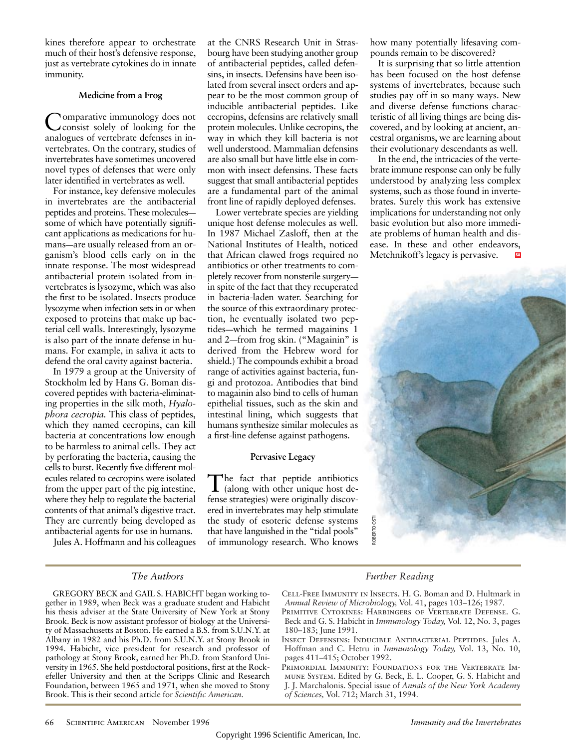kines therefore appear to orchestrate much of their host's defensive response, just as vertebrate cytokines do in innate immunity.

### Medicine from a Frog

Comparative immunology does not consist solely of looking for the analogues of vertebrate defenses in invertebrates. On the contrary, studies of invertebrates have sometimes uncovered novel types of defenses that were only later identified in vertebrates as well.

For instance, key defensive molecules in invertebrates are the antibacterial peptides and proteins. These molecules—some of which have potentially significant applications as medications for humans—are usually released from an organism's blood cells early on in the innate response. The most widespread antibacterial protein isolated from invertebrates is lysozyme, which was also the first to be isolated. Insects produce lysozyme when infection sets in or when exposed to proteins that make up bacterial cell walls. Interestingly, lysozyme is also part of the innate defense in humans. For example, in saliva it acts to defend the oral cavity against bacteria.

In 1979 a group at the University of Stockholm led by Hans G. Boman discovered peptides with bacteria-eliminating properties in the silk moth, *Hyalophora cecropia.* This class of peptides, which they named cecropins, can kill bacteria at concentrations low enough to be harmless to animal cells. They act by perforating the bacteria, causing the cells to burst. Recently five different molecules related to cecropins were isolated from the upper part of the pig intestine, where they help to regulate the bacterial contents of that animal's digestive tract. They are currently being developed as antibacterial agents for use in humans.

Jules A. Hoffmann and his colleagues at the CNRS Research Unit in Strasbourg have been studying another group of antibacterial peptides, called defensins, in insects. Defensins have been isolated from several insect orders and appear to be the most common group of inducible antibacterial peptides. Like cecropins, defensins are relatively small protein molecules. Unlike cecropins, the way in which they kill bacteria is not well understood. Mammalian defensins are also small but have little else in common with insect defensins. These facts suggest that small antibacterial peptides are a fundamental part of the animal front line of rapidly deployed defenses.

Lower vertebrate species are yielding unique host defense molecules as well. In 1987 Michael Zasloff, then at the National Institutes of Health, noticed that African clawed frogs required no antibiotics or other treatments to completely recover from nonsterile surgery—in spite of the fact that they recuperated in bacteria-laden water. Searching for the source of this extraordinary protection, he eventually isolated two peptides—which he termed magainins 1 and 2—from frog skin. ("Magainin" is derived from the Hebrew word for shield.) The compounds exhibit a broad range of activities against bacteria, fungi and protozoa. Antibodies that bind to magainin also bind to cells of human epithelial tissues, such as the skin and intestinal lining, which suggests that humans synthesize similar molecules as a first-line defense against pathogens.

### Pervasive Legacy

The fact that peptide antibiotics (along with other unique host defense strategies) were originally discovered in invertebrates may help stimulate the study of esoteric defense systems that have languished in the "tidal pools" of immunology research. Who knows how many potentially lifesaving compounds remain to be discovered?

It is surprising that so little attention has been focused on the host defense systems of invertebrates, because such studies pay off in so many ways. New and diverse defense functions characteristic of all living things are being discovered, and by looking at ancient, ancestral organisms, we are learning about their evolutionary descendants as well.

In the end, the intricacies of the vertebrate immune response can only be fully understood by analyzing less complex systems, such as those found in invertebrates. Surely this work has extensive implications for understanding not only basic evolution but also more immediate problems of human health and disease. In these and other endeavors, Metchnikoff's legacy is pervasive.

ROBERTO OSTI

### The Authors

GREGORY BECK and GAIL S. HABICHT began working together in 1989, when Beck was a graduate student and Habicht his thesis adviser at the State University of New York at Stony Brook. Beck is now assistant professor of biology at the University of Massachusetts at Boston. He earned a B.S. from S.U.N.Y. at Albany in 1982 and his Ph.D. from S.U.N.Y. at Stony Brook in 1994. Habicht, vice president for research and professor of pathology at Stony Brook, earned her Ph.D. from Stanford University in 1965. She held postdoctoral positions, first at the Rockefeller University and then at the Scripps Clinic and Research Foundation, between 1965 and 1971, when she moved to Stony Brook. This is their second article for *Scientific American.*

### Further Reading

Cell-Free Immunity in Insects. H. G. Boman and D. Hultmark in *Annual Review of Microbiology,* Vol. 41, pages 103–126; 1987.

Primitive Cytokines: Harbingers of Vertebrate Defense. G. Beck and G. S. Habicht in *Immunology Today,* Vol. 12, No. 3, pages 180–183; June 1991.

Insect Defensins: Inducible Antibacterial Peptides. Jules A. Hoffman and C. Hetru in *Immunology Today,* Vol. 13, No. 10, pages 411–415; October 1992.

Primordial Immunity: Foundations for the Vertebrate Immune System. Edited by G. Beck, E. L. Cooper, G. S. Habicht and J. J. Marchalonis. Special issue of *Annals of the New York Academy of Sciences,* Vol. 712; March 31, 1994.

Copyright 1996 Scientific American, Inc.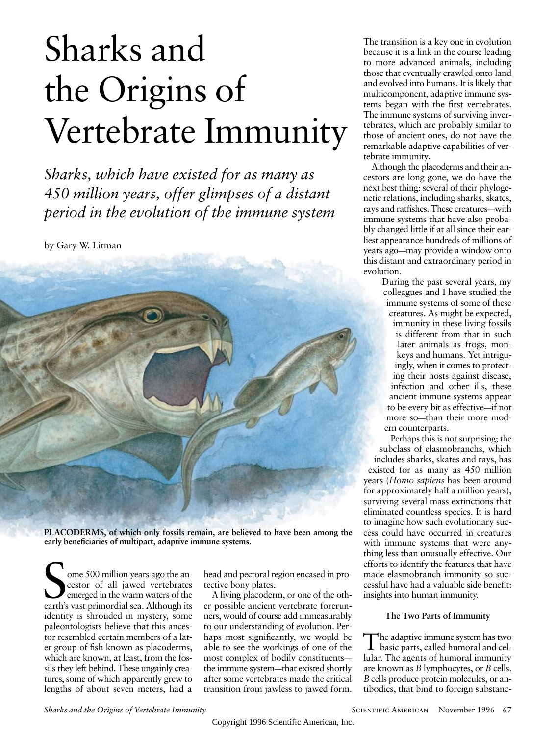# Sharks and the Origins of Vertebrate Immunity

*Sharks, which have existed for as many as 450 million years, offer glimpses of a distant period in the evolution of the immune system*

by Gary W. Litman

**PLACODERMS, of which only fossils remain, are believed to have been among the early beneficiaries of multipart, adaptive immune systems.**

Some 500 million years ago the ancestor of all jawed vertebrates emerged in the warm waters of the earth's vast primordial sea. Although its identity is shrouded in mystery, some paleontologists believe that this ancestor resembled certain members of a later group of fish known as placoderms, which are known, at least, from the fossils they left behind. These ungainly creatures, some of which apparently grew to lengths of about seven meters, had a head and pectoral region encased in protective bony plates.

A living placoderm, or one of the other possible ancient vertebrate forerunners, would of course add immeasurably to our understanding of evolution. Perhaps most significantly, we would be able to see the workings of one of the most complex of bodily constituents—the immune system—that existed shortly after some vertebrates made the critical transition from jawless to jawed form. The transition is a key one in evolution because it is a link in the course leading to more advanced animals, including those that eventually crawled onto land and evolved into humans. It is likely that multicomponent, adaptive immune systems began with the first vertebrates. The immune systems of surviving invertebrates, which are probably similar to those of ancient ones, do not have the remarkable adaptive capabilities of vertebrate immunity.

Although the placoderms and their ancestors are long gone, we do have the next best thing: several of their phylogenetic relations, including sharks, skates, rays and ratfishes. These creatures—with immune systems that have also probably changed little if at all since their earliest appearance hundreds of millions of years ago—may provide a window onto this distant and extraordinary period in evolution.

During the past several years, my colleagues and I have studied the immune systems of some of these creatures. As might be expected, immunity in these living fossils is different from that in such later animals as frogs, monkeys and humans. Yet intriguingly, when it comes to protecting their hosts against disease, infection and other ills, these ancient immune systems appear to be every bit as effective—if not more so—than their more modern counterparts.

Perhaps this is not surprising; the subclass of elasmobranchs, which includes sharks, skates and rays, has existed for as many as 450 million years (*Homo sapiens* has been around for approximately half a million years), surviving several mass extinctions that eliminated countless species. It is hard to imagine how such evolutionary success could have occurred in creatures with immune systems that were anything less than unusually effective. Our efforts to identify the features that have made elasmobranch immunity so successful have had a valuable side benefit: insights into human immunity.

### The Two Parts of Immunity

The adaptive immune system has two basic parts, called humoral and cellular. The agents of humoral immunity are known as *B* lymphocytes, or *B* cells. *B* cells produce protein molecules, or antibodies, that bind to foreign substanc-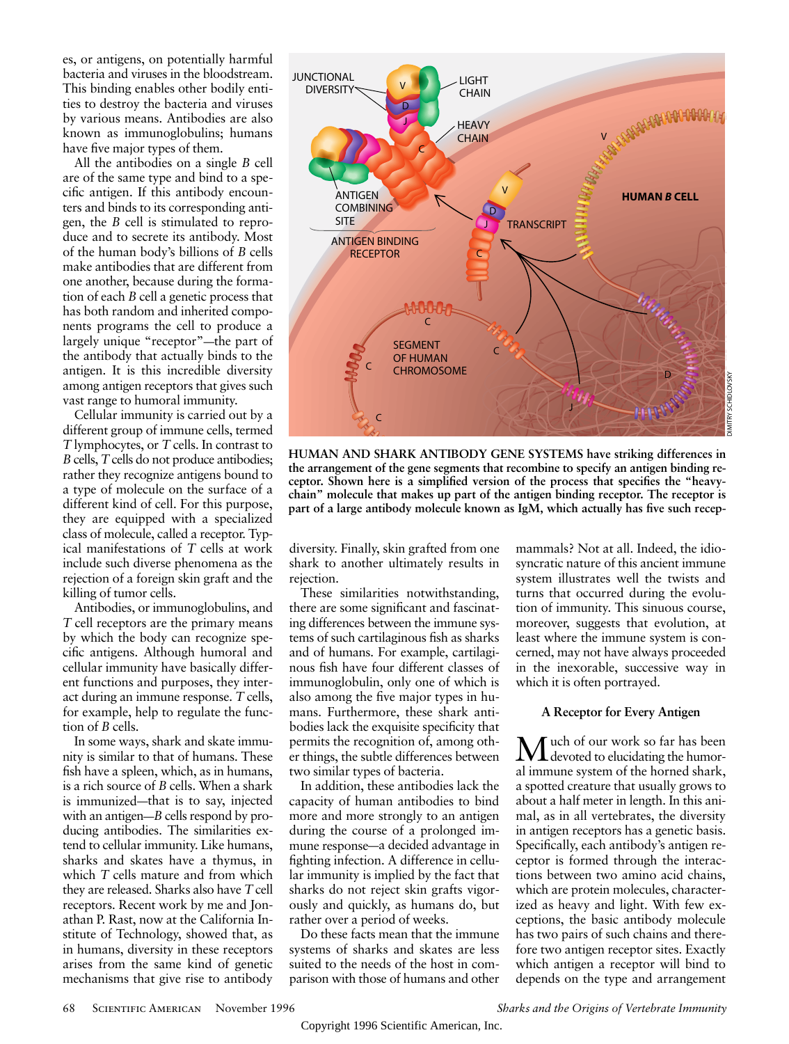es, or antigens, on potentially harmful bacteria and viruses in the bloodstream. This binding enables other bodily entities to destroy the bacteria and viruses by various means. Antibodies are also known as immunoglobulins; humans have five major types of them.

All the antibodies on a single *B* cell are of the same type and bind to a specific antigen. If this antibody encounters and binds to its corresponding antigen, the *B* cell is stimulated to reproduce and to secrete its antibody. Most of the human body's billions of *B* cells make antibodies that are different from one another, because during the formation of each *B* cell a genetic process that has both random and inherited components programs the cell to produce a largely unique "receptor"—the part of the antibody that actually binds to the antigen. It is this incredible diversity among antigen receptors that gives such vast range to humoral immunity.

Cellular immunity is carried out by a different group of immune cells, termed *T* lymphocytes, or *T* cells. In contrast to *B* cells, *T* cells do not produce antibodies; rather they recognize antigens bound to a type of molecule on the surface of a different kind of cell. For this purpose, they are equipped with a specialized class of molecule, called a receptor. Typical manifestations of *T* cells at work include such diverse phenomena as the rejection of a foreign skin graft and the killing of tumor cells.

Antibodies, or immunoglobulins, and *T* cell receptors are the primary means by which the body can recognize specific antigens. Although humoral and cellular immunity have basically different functions and purposes, they interact during an immune response. *T* cells, for example, help to regulate the function of *B* cells.

In some ways, shark and skate immunity is similar to that of humans. These fish have a spleen, which, as in humans, is a rich source of *B* cells. When a shark is immunized—that is to say, injected with an antigen—*B* cells respond by producing antibodies. The similarities extend to cellular immunity. Like humans, sharks and skates have a thymus, in which *T* cells mature and from which they are released. Sharks also have *T* cell receptors. Recent work by me and Jonathan P. Rast, now at the California Institute of Technology, showed that, as in humans, diversity in these receptors arises from the same kind of genetic mechanisms that give rise to antibody diversity. Finally, skin grafted from one shark to another ultimately results in rejection.

JUNCTIONAL DIVERSITY
LIGHT CHAIN
HEAVY CHAIN
V
D
J
C
ANTIGEN COMBINING SITE
ANTIGEN BINDING RECEPTOR
TRANSCRIPT
HUMAN *B* CELL
SEGMENT OF HUMAN CHROMOSOME
DIMITRY SCHIDLOVSKY

**HUMAN AND SHARK ANTIBODY GENE SYSTEMS have striking differences in the arrangement of the gene segments that recombine to specify an antigen binding receptor. Shown here is a simplified version of the process that specifies the "heavy-chain" molecule that makes up part of the antigen binding receptor. The receptor is part of a large antibody molecule known as IgM, which actually has five such recep-**

These similarities notwithstanding, there are some significant and fascinating differences between the immune systems of such cartilaginous fish as sharks and of humans. For example, cartilaginous fish have four different classes of immunoglobulin, only one of which is also among the five major types in humans. Furthermore, these shark antibodies lack the exquisite specificity that permits the recognition of, among other things, the subtle differences between two similar types of bacteria.

In addition, these antibodies lack the capacity of human antibodies to bind more and more strongly to an antigen during the course of a prolonged immune response—a decided advantage in fighting infection. A difference in cellular immunity is implied by the fact that sharks do not reject skin grafts vigorously and quickly, as humans do, but rather over a period of weeks.

Do these facts mean that the immune systems of sharks and skates are less suited to the needs of the host in comparison with those of humans and other mammals? Not at all. Indeed, the idiosyncratic nature of this ancient immune system illustrates well the twists and turns that occurred during the evolution of immunity. This sinuous course, moreover, suggests that evolution, at least where the immune system is concerned, may not have always proceeded in the inexorable, successive way in which it is often portrayed.

### A Receptor for Every Antigen

Much of our work so far has been devoted to elucidating the humoral immune system of the horned shark, a spotted creature that usually grows to about a half meter in length. In this animal, as in all vertebrates, the diversity in antigen receptors has a genetic basis. Specifically, each antibody's antigen receptor is formed through the interactions between two amino acid chains, which are protein molecules, characterized as heavy and light. With few exceptions, the basic antibody molecule has two pairs of such chains and therefore two antigen receptor sites. Exactly which antigen a receptor will bind to depends on the type and arrangement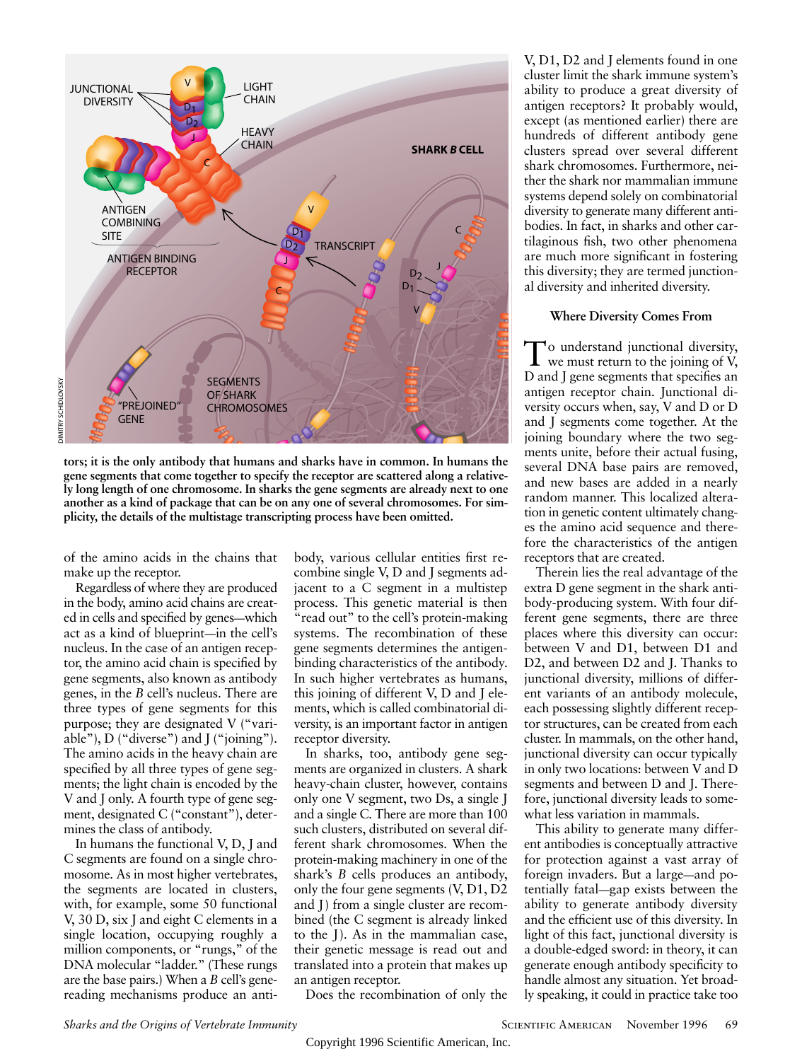tors; it is the only antibody that humans and sharks have in common. In humans the gene segments that come together to specify the receptor are scattered along a relatively long length of one chromosome. In sharks the gene segments are already next to one another as a kind of package that can be on any one of several chromosomes. For simplicity, the details of the multistage transcripting process have been omitted.

of the amino acids in the chains that make up the receptor.

Regardless of where they are produced in the body, amino acid chains are created in cells and specified by genes—which act as a kind of blueprint—in the cell's nucleus. In the case of an antigen receptor, the amino acid chain is specified by gene segments, also known as antibody genes, in the *B* cell's nucleus. There are three types of gene segments for this purpose; they are designated V ("variable"), D ("diverse") and J ("joining"). The amino acids in the heavy chain are specified by all three types of gene segments; the light chain is encoded by the V and J only. A fourth type of gene segment, designated C ("constant"), determines the class of antibody.

In humans the functional V, D, J and C segments are found on a single chromosome. As in most higher vertebrates, the segments are located in clusters, with, for example, some 50 functional V, 30 D, six J and eight C elements in a single location, occupying roughly a million components, or "rungs," of the DNA molecular "ladder." (These rungs are the base pairs.) When a *B* cell's gene-reading mechanisms produce an antibody, various cellular entities first recombine single V, D and J segments adjacent to a C segment in a multistep process. This genetic material is then "read out" to the cell's protein-making systems. The recombination of these gene segments determines the antigen-binding characteristics of the antibody. In such higher vertebrates as humans, this joining of different V, D and J elements, which is called combinatorial diversity, is an important factor in antigen receptor diversity.

In sharks, too, antibody gene segments are organized in clusters. A shark heavy-chain cluster, however, contains only one V segment, two Ds, a single J and a single C. There are more than 100 such clusters, distributed on several different shark chromosomes. When the protein-making machinery in one of the shark's *B* cells produces an antibody, only the four gene segments (V, D1, D2 and J) from a single cluster are recombined (the C segment is already linked to the J). As in the mammalian case, their genetic message is read out and translated into a protein that makes up an antigen receptor.

Does the recombination of only the V, D1, D2 and J elements found in one cluster limit the shark immune system's ability to produce a great diversity of antigen receptors? It probably would, except (as mentioned earlier) there are hundreds of different antibody gene clusters spread over several different shark chromosomes. Furthermore, neither the shark nor mammalian immune systems depend solely on combinatorial diversity to generate many different antibodies. In fact, in sharks and other cartilaginous fish, two other phenomena are much more significant in fostering this diversity; they are termed junctional diversity and inherited diversity.

### Where Diversity Comes From

To understand junctional diversity, we must return to the joining of V, D and J gene segments that specifies an antigen receptor chain. Junctional diversity occurs when, say, V and D or D and J segments come together. At the joining boundary where the two segments unite, before their actual fusing, several DNA base pairs are removed, and new bases are added in a nearly random manner. This localized alteration in genetic content ultimately changes the amino acid sequence and therefore the characteristics of the antigen receptors that are created.

Therein lies the real advantage of the extra D gene segment in the shark antibody-producing system. With four different gene segments, there are three places where this diversity can occur: between V and D1, between D1 and D2, and between D2 and J. Thanks to junctional diversity, millions of different variants of an antibody molecule, each possessing slightly different receptor structures, can be created from each cluster. In mammals, on the other hand, junctional diversity can occur typically in only two locations: between V and D segments and between D and J. Therefore, junctional diversity leads to somewhat less variation in mammals.

This ability to generate many different antibodies is conceptually attractive for protection against a vast array of foreign invaders. But a large—and potentially fatal—gap exists between the ability to generate antibody diversity and the efficient use of this diversity. In light of this fact, junctional diversity is a double-edged sword: in theory, it can generate enough antibody specificity to handle almost any situation. Yet broadly speaking, it could in practice take too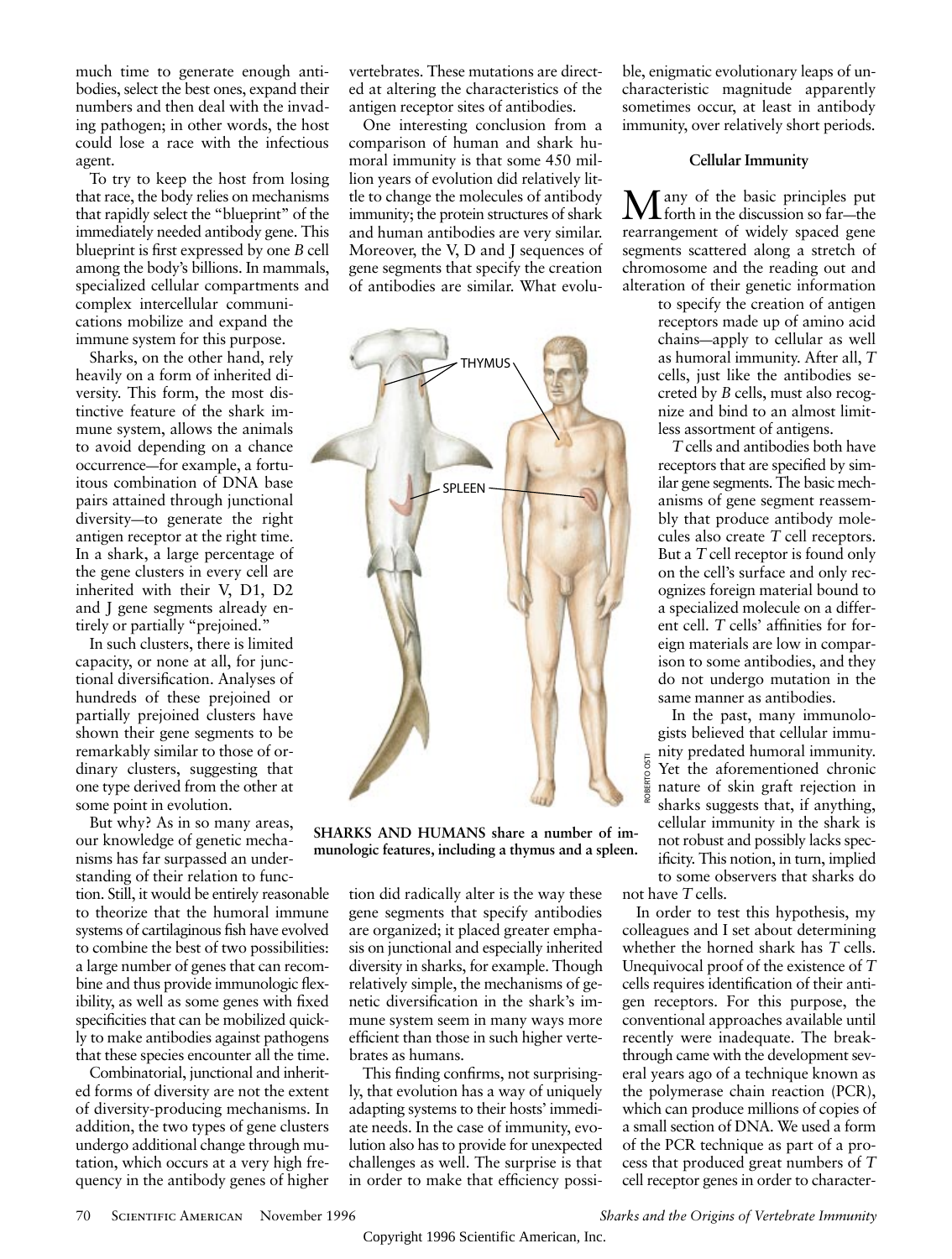much time to generate enough antibodies, select the best ones, expand their numbers and then deal with the invading pathogen; in other words, the host could lose a race with the infectious agent.

To try to keep the host from losing that race, the body relies on mechanisms that rapidly select the "blueprint" of the immediately needed antibody gene. This blueprint is first expressed by one *B* cell among the body's billions. In mammals, specialized cellular compartments and complex intercellular communications mobilize and expand the immune system for this purpose.

Sharks, on the other hand, rely heavily on a form of inherited diversity. This form, the most distinctive feature of the shark immune system, allows the animals to avoid depending on a chance occurrence—for example, a fortuitous combination of DNA base pairs attained through junctional diversity—to generate the right antigen receptor at the right time. In a shark, a large percentage of the gene clusters in every cell are inherited with their V, D1, D2 and J gene segments already entirely or partially "prejoined."

In such clusters, there is limited capacity, or none at all, for junctional diversification. Analyses of hundreds of these prejoined or partially prejoined clusters have shown their gene segments to be remarkably similar to those of ordinary clusters, suggesting that one type derived from the other at some point in evolution.

But why? As in so many areas, our knowledge of genetic mechanisms has far surpassed an understanding of their relation to function. Still, it would be entirely reasonable to theorize that the humoral immune systems of cartilaginous fish have evolved to combine the best of two possibilities: a large number of genes that can recombine and thus provide immunologic flexibility, as well as some genes with fixed specificities that can be mobilized quickly to make antibodies against pathogens that these species encounter all the time.

Combinatorial, junctional and inherited forms of diversity are not the extent of diversity-producing mechanisms. In addition, the two types of gene clusters undergo additional change through mutation, which occurs at a very high frequency in the antibody genes of higher vertebrates. These mutations are directed at altering the characteristics of the antigen receptor sites of antibodies.

One interesting conclusion from a comparison of human and shark humoral immunity is that some 450 million years of evolution did relatively little to change the molecules of antibody immunity; the protein structures of shark and human antibodies are very similar. Moreover, the V, D and J sequences of gene segments that specify the creation of antibodies are similar. What evolution did radically alter is the way these gene segments that specify antibodies are organized; it placed greater emphasis on junctional and especially inherited diversity in sharks, for example. Though relatively simple, the mechanisms of genetic diversification in the shark's immune system seem in many ways more efficient than those in such higher vertebrates as humans.

This finding confirms, not surprisingly, that evolution has a way of uniquely adapting systems to their hosts' immediate needs. In the case of immunity, evolution also has to provide for unexpected challenges as well. The surprise is that in order to make that efficiency possible, enigmatic evolutionary leaps of uncharacteristic magnitude apparently sometimes occur, at least in antibody immunity, over relatively short periods.

**SHARKS AND HUMANS share a number of immunologic features, including a thymus and a spleen.**

### Cellular Immunity

Many of the basic principles put forth in the discussion so far—the rearrangement of widely spaced gene segments scattered along a stretch of chromosome and the reading out and alteration of their genetic information to specify the creation of antigen receptors made up of amino acid chains—apply to cellular as well as humoral immunity. After all, *T* cells, just like the antibodies secreted by *B* cells, must also recognize and bind to an almost limitless assortment of antigens.

*T* cells and antibodies both have receptors that are specified by similar gene segments. The basic mechanisms of gene segment reassembly that produce antibody molecules also create *T* cell receptors. But a *T* cell receptor is found only on the cell's surface and only recognizes foreign material bound to a specialized molecule on a different cell. *T* cells' affinities for foreign materials are low in comparison to some antibodies, and they do not undergo mutation in the same manner as antibodies.

In the past, many immunologists believed that cellular immunity predated humoral immunity. Yet the aforementioned chronic nature of skin graft rejection in sharks suggests that, if anything, cellular immunity in the shark is not robust and possibly lacks specificity. This notion, in turn, implied to some observers that sharks do not have *T* cells.

In order to test this hypothesis, my colleagues and I set about determining whether the horned shark has *T* cells. Unequivocal proof of the existence of *T* cells requires identification of their antigen receptors. For this purpose, the conventional approaches available until recently were inadequate. The breakthrough came with the development several years ago of a technique known as the polymerase chain reaction (PCR), which can produce millions of copies of a small section of DNA. We used a form of the PCR technique as part of a process that produced great numbers of *T* cell receptor genes in order to character-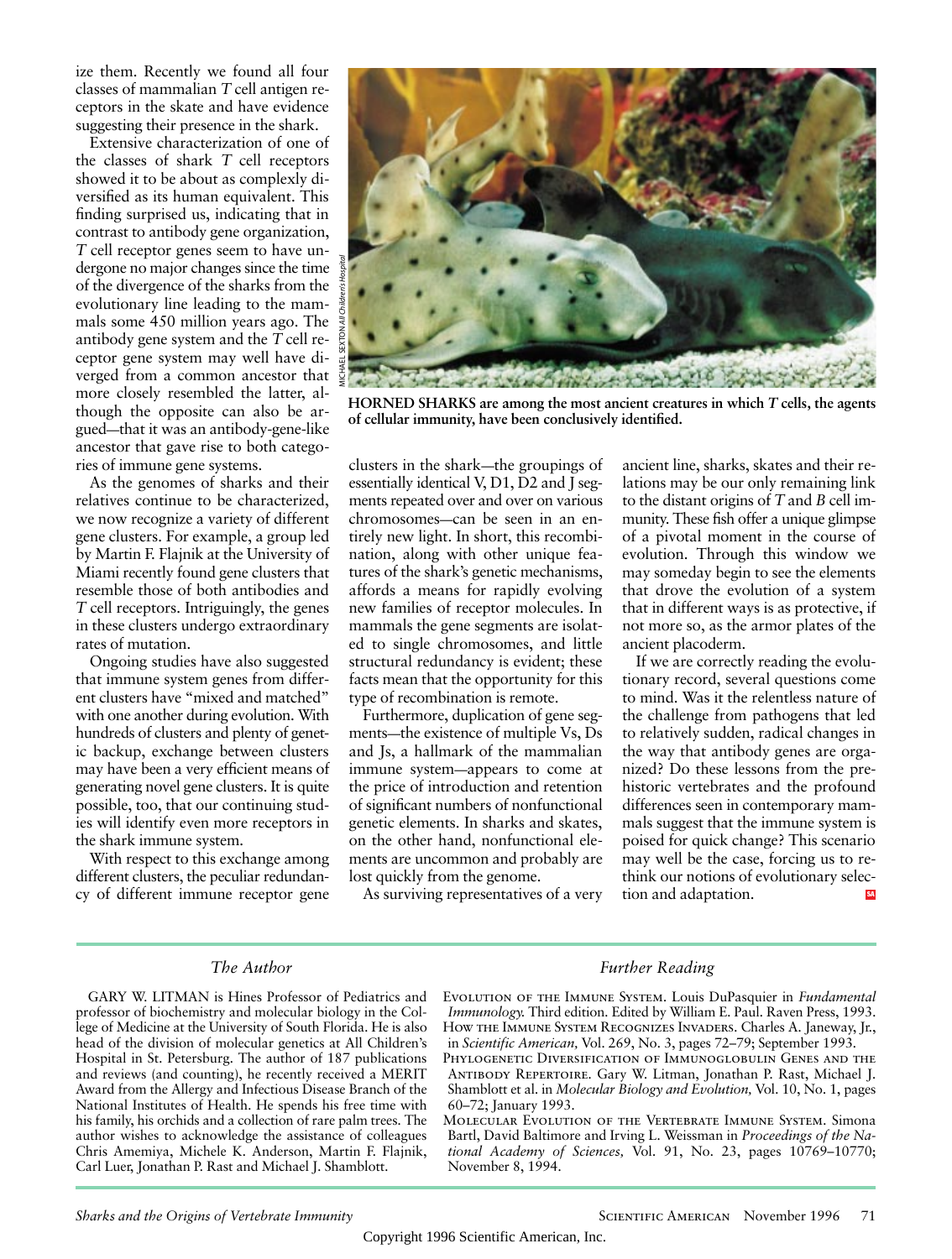ize them. Recently we found all four classes of mammalian *T* cell antigen receptors in the skate and have evidence suggesting their presence in the shark.

Extensive characterization of one of the classes of shark *T* cell receptors showed it to be about as complexly diversified as its human equivalent. This finding surprised us, indicating that in contrast to antibody gene organization, *T* cell receptor genes seem to have undergone no major changes since the time of the divergence of the sharks from the evolutionary line leading to the mammals some 450 million years ago. The antibody gene system and the *T* cell receptor gene system may well have diverged from a common ancestor that more closely resembled the latter, although the opposite can also be argued—that it was an antibody-gene-like ancestor that gave rise to both categories of immune gene systems.

As the genomes of sharks and their relatives continue to be characterized, we now recognize a variety of different gene clusters. For example, a group led by Martin F. Flajnik at the University of Miami recently found gene clusters that resemble those of both antibodies and *T* cell receptors. Intriguingly, the genes in these clusters undergo extraordinary rates of mutation.

Ongoing studies have also suggested that immune system genes from different clusters have "mixed and matched" with one another during evolution. With hundreds of clusters and plenty of genetic backup, exchange between clusters may have been a very efficient means of generating novel gene clusters. It is quite possible, too, that our continuing studies will identify even more receptors in the shark immune system.

With respect to this exchange among different clusters, the peculiar redundancy of different immune receptor gene clusters in the shark—the groupings of essentially identical V, D1, D2 and J segments repeated over and over on various chromosomes—can be seen in an entirely new light. In short, this recombination, along with other unique features of the shark's genetic mechanisms, affords a means for rapidly evolving new families of receptor molecules. In mammals the gene segments are isolated to single chromosomes, and little structural redundancy is evident; these facts mean that the opportunity for this type of recombination is remote.

Furthermore, duplication of gene segments—the existence of multiple Vs, Ds and Js, a hallmark of the mammalian immune system—appears to come at the price of introduction and retention of significant numbers of nonfunctional genetic elements. In sharks and skates, on the other hand, nonfunctional elements are uncommon and probably are lost quickly from the genome.

As surviving representatives of a very ancient line, sharks, skates and their relations may be our only remaining link to the distant origins of *T* and *B* cell immunity. These fish offer a unique glimpse of a pivotal moment in the course of evolution. Through this window we may someday begin to see the elements that drove the evolution of a system that in different ways is as protective, if not more so, as the armor plates of the ancient placoderm.

If we are correctly reading the evolutionary record, several questions come to mind. Was it the relentless nature of the challenge from pathogens that led to relatively sudden, radical changes in the way that antibody genes are organized? Do these lessons from the prehistoric vertebrates and the profound differences seen in contemporary mammals suggest that the immune system is poised for quick change? This scenario may well be the case, forcing us to rethink our notions of evolutionary selection and adaptation.

**HORNED SHARKS are among the most ancient creatures in which *T* cells, the agents of cellular immunity, have been conclusively identified.**

MICHAEL SEXTON *All Children's Hospital*

### The Author

GARY W. LITMAN is Hines Professor of Pediatrics and professor of biochemistry and molecular biology in the College of Medicine at the University of South Florida. He is also head of the division of molecular genetics at All Children's Hospital in St. Petersburg. The author of 187 publications and reviews (and counting), he recently received a MERIT Award from the Allergy and Infectious Disease Branch of the National Institutes of Health. He spends his free time with his family, his orchids and a collection of rare palm trees. The author wishes to acknowledge the assistance of colleagues Chris Amemiya, Michele K. Anderson, Martin F. Flajnik, Carl Luer, Jonathan P. Rast and Michael J. Shamblott.

### Further Reading

EVOLUTION OF THE IMMUNE SYSTEM. Louis DuPasquier in *Fundamental Immunology.* Third edition. Edited by William E. Paul. Raven Press, 1993.

HOW THE IMMUNE SYSTEM RECOGNIZES INVADERS. Charles A. Janeway, Jr., in *Scientific American,* Vol. 269, No. 3, pages 72–79; September 1993.

PHYLOGENETIC DIVERSIFICATION OF IMMUNOGLOBULIN GENES AND THE ANTIBODY REPERTOIRE. Gary W. Litman, Jonathan P. Rast, Michael J. Shamblott et al. in *Molecular Biology and Evolution,* Vol. 10, No. 1, pages 60–72; January 1993.

MOLECULAR EVOLUTION OF THE VERTEBRATE IMMUNE SYSTEM. Simona Bartl, David Baltimore and Irving L. Weissman in *Proceedings of the National Academy of Sciences,* Vol. 91, No. 23, pages 10769–10770; November 8, 1994.

Copyright 1996 Scientific American, Inc.